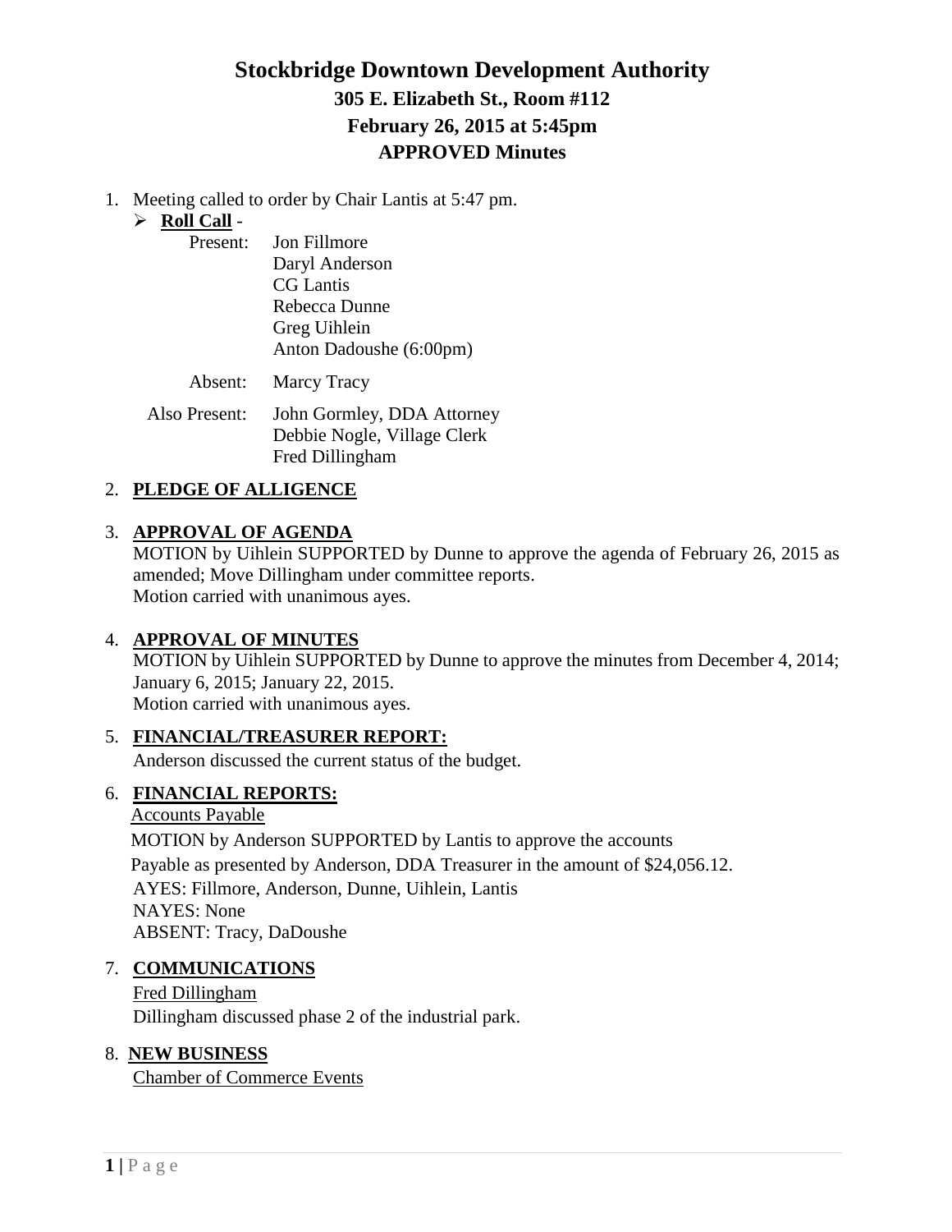# Stockbridge Downtown Development Authority

## 305 E. Elizabeth St., Room #112
## February 26, 2015 at 5:45pm
## APPROVED Minutes

1. Meeting called to order by Chair Lantis at 5:47 pm.
   - **Roll Call** -

     Present: Jon Fillmore
     Daryl Anderson
     CG Lantis
     Rebecca Dunne
     Greg Uihlein
     Anton Dadoushe (6:00pm)

     Absent: Marcy Tracy

     Also Present: John Gormley, DDA Attorney
     Debbie Nogle, Village Clerk
     Fred Dillingham

2. **PLEDGE OF ALLIGENCE**

3. **APPROVAL OF AGENDA**
   MOTION by Uihlein SUPPORTED by Dunne to approve the agenda of February 26, 2015 as amended; Move Dillingham under committee reports.
   Motion carried with unanimous ayes.

4. **APPROVAL OF MINUTES**
   MOTION by Uihlein SUPPORTED by Dunne to approve the minutes from December 4, 2014; January 6, 2015; January 22, 2015.
   Motion carried with unanimous ayes.

5. **FINANCIAL/TREASURER REPORT:**
   Anderson discussed the current status of the budget.

6. **FINANCIAL REPORTS:**
   Accounts Payable
   MOTION by Anderson SUPPORTED by Lantis to approve the accounts Payable as presented by Anderson, DDA Treasurer in the amount of $24,056.12.
   AYES: Fillmore, Anderson, Dunne, Uihlein, Lantis
   NAYES: None
   ABSENT: Tracy, DaDoushe

7. **COMMUNICATIONS**
   Fred Dillingham
   Dillingham discussed phase 2 of the industrial park.

8. **NEW BUSINESS**
   Chamber of Commerce Events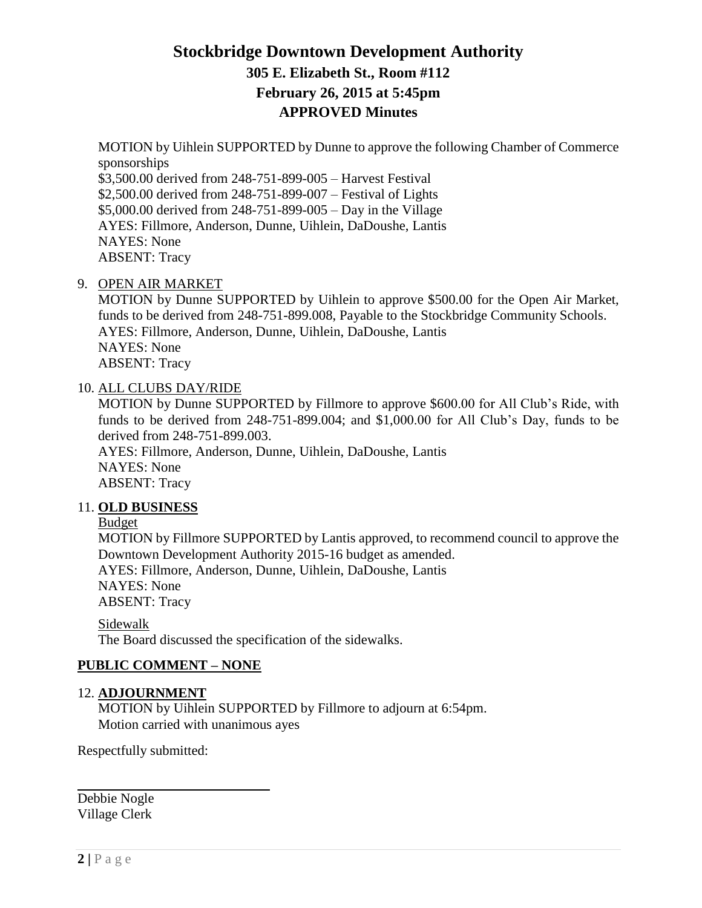# Stockbridge Downtown Development Authority

## 305 E. Elizabeth St., Room #112

## February 26, 2015 at 5:45pm

## APPROVED Minutes

MOTION by Uihlein SUPPORTED by Dunne to approve the following Chamber of Commerce sponsorships
$3,500.00 derived from 248-751-899-005 – Harvest Festival
$2,500.00 derived from 248-751-899-007 – Festival of Lights
$5,000.00 derived from 248-751-899-005 – Day in the Village
AYES: Fillmore, Anderson, Dunne, Uihlein, DaDoushe, Lantis
NAYES: None
ABSENT: Tracy

9. OPEN AIR MARKET
MOTION by Dunne SUPPORTED by Uihlein to approve $500.00 for the Open Air Market, funds to be derived from 248-751-899.008, Payable to the Stockbridge Community Schools.
AYES: Fillmore, Anderson, Dunne, Uihlein, DaDoushe, Lantis
NAYES: None
ABSENT: Tracy

10. ALL CLUBS DAY/RIDE
MOTION by Dunne SUPPORTED by Fillmore to approve $600.00 for All Club's Ride, with funds to be derived from 248-751-899.004; and $1,000.00 for All Club's Day, funds to be derived from 248-751-899.003.
AYES: Fillmore, Anderson, Dunne, Uihlein, DaDoushe, Lantis
NAYES: None
ABSENT: Tracy

11. **OLD BUSINESS**
Budget
MOTION by Fillmore SUPPORTED by Lantis approved, to recommend council to approve the Downtown Development Authority 2015-16 budget as amended.
AYES: Fillmore, Anderson, Dunne, Uihlein, DaDoushe, Lantis
NAYES: None
ABSENT: Tracy

Sidewalk
The Board discussed the specification of the sidewalks.

**PUBLIC COMMENT – NONE**

12. **ADJOURNMENT**
MOTION by Uihlein SUPPORTED by Fillmore to adjourn at 6:54pm.
Motion carried with unanimous ayes

Respectfully submitted:

Debbie Nogle
Village Clerk